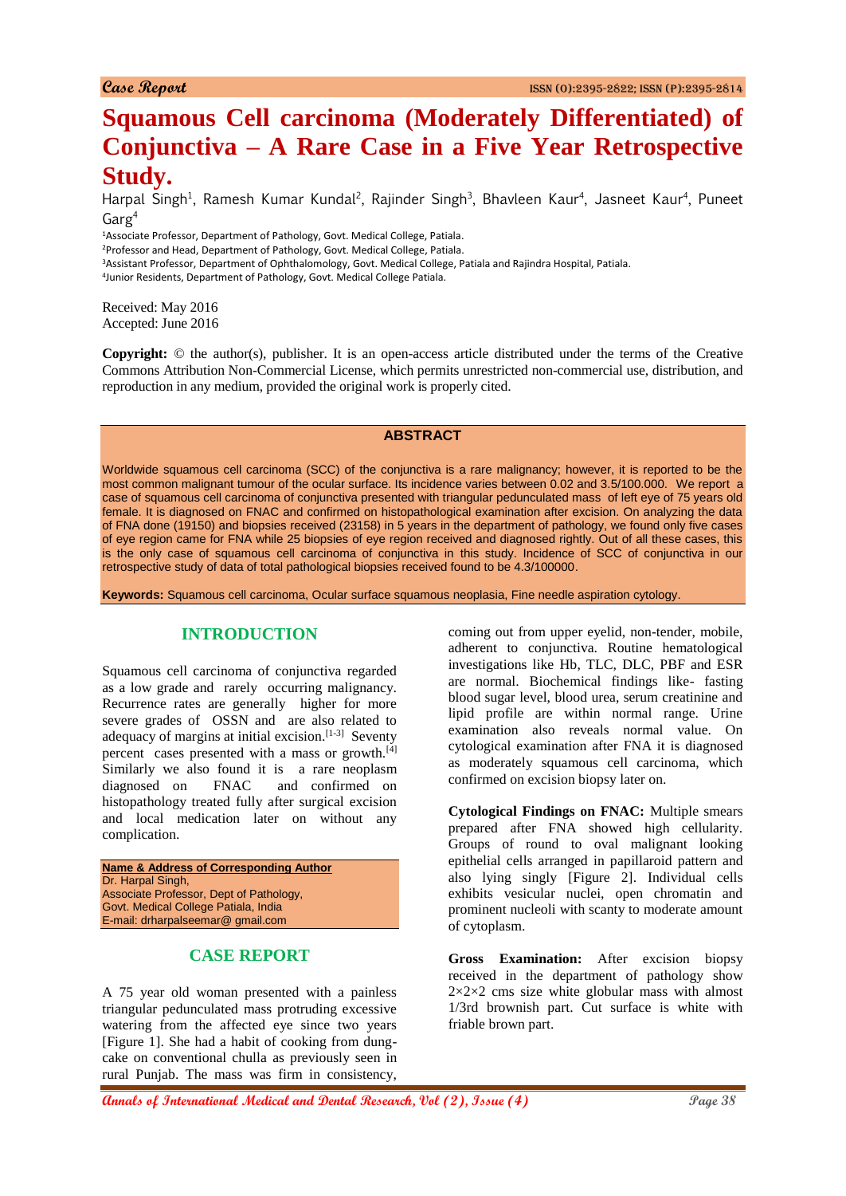Case Report

# Squamous Cell carcinoma (Moderately Differentiated) of Conjunctiva – A Rare Case in a Five Year Retrospective Study.

Harpal Singh[1], Ramesh Kumar Kundal[2], Rajinder Singh[3], Bhavleen Kaur[4], Jasneet Kaur[4], Puneet Garg[4]

[1]Associate Professor, Department of Pathology, Govt. Medical College, Patiala.
[2]Professor and Head, Department of Pathology, Govt. Medical College, Patiala.
[3]Assistant Professor, Department of Ophthalomology, Govt. Medical College, Patiala and Rajindra Hospital, Patiala.
[4]Junior Residents, Department of Pathology, Govt. Medical College Patiala.

Received: May 2016
Accepted: June 2016

**Copyright:** © the author(s), publisher. It is an open-access article distributed under the terms of the Creative Commons Attribution Non-Commercial License, which permits unrestricted non-commercial use, distribution, and reproduction in any medium, provided the original work is properly cited.

## ABSTRACT

Worldwide squamous cell carcinoma (SCC) of the conjunctiva is a rare malignancy; however, it is reported to be the most common malignant tumour of the ocular surface. Its incidence varies between 0.02 and 3.5/100.000. We report a case of squamous cell carcinoma of conjunctiva presented with triangular pedunculated mass of left eye of 75 years old female. It is diagnosed on FNAC and confirmed on histopathological examination after excision. On analyzing the data of FNA done (19150) and biopsies received (23158) in 5 years in the department of pathology, we found only five cases of eye region came for FNA while 25 biopsies of eye region received and diagnosed rightly. Out of all these cases, this is the only case of squamous cell carcinoma of conjunctiva in this study. Incidence of SCC of conjunctiva in our retrospective study of data of total pathological biopsies received found to be 4.3/100000.

**Keywords:** Squamous cell carcinoma, Ocular surface squamous neoplasia, Fine needle aspiration cytology.

## INTRODUCTION

Squamous cell carcinoma of conjunctiva regarded as a low grade and rarely occurring malignancy. Recurrence rates are generally higher for more severe grades of OSSN and are also related to adequacy of margins at initial excision.[1-3] Seventy percent cases presented with a mass or growth.[4] Similarly we also found it is a rare neoplasm diagnosed on FNAC and confirmed on histopathology treated fully after surgical excision and local medication later on without any complication.

**Name & Address of Corresponding Author**
Dr. Harpal Singh,
Associate Professor, Dept of Pathology,
Govt. Medical College Patiala, India
E-mail: drharpalseemar@ gmail.com

## CASE REPORT

A 75 year old woman presented with a painless triangular pedunculated mass protruding excessive watering from the affected eye since two years [Figure 1]. She had a habit of cooking from dung-cake on conventional chulla as previously seen in rural Punjab. The mass was firm in consistency, coming out from upper eyelid, non-tender, mobile, adherent to conjunctiva. Routine hematological investigations like Hb, TLC, DLC, PBF and ESR are normal. Biochemical findings like- fasting blood sugar level, blood urea, serum creatinine and lipid profile are within normal range. Urine examination also reveals normal value. On cytological examination after FNA it is diagnosed as moderately squamous cell carcinoma, which confirmed on excision biopsy later on.

**Cytological Findings on FNAC:** Multiple smears prepared after FNA showed high cellularity. Groups of round to oval malignant looking epithelial cells arranged in papillaroid pattern and also lying singly [Figure 2]. Individual cells exhibits vesicular nuclei, open chromatin and prominent nucleoli with scanty to moderate amount of cytoplasm.

**Gross Examination:** After excision biopsy received in the department of pathology show 2×2×2 cms size white globular mass with almost 1/3rd brownish part. Cut surface is white with friable brown part.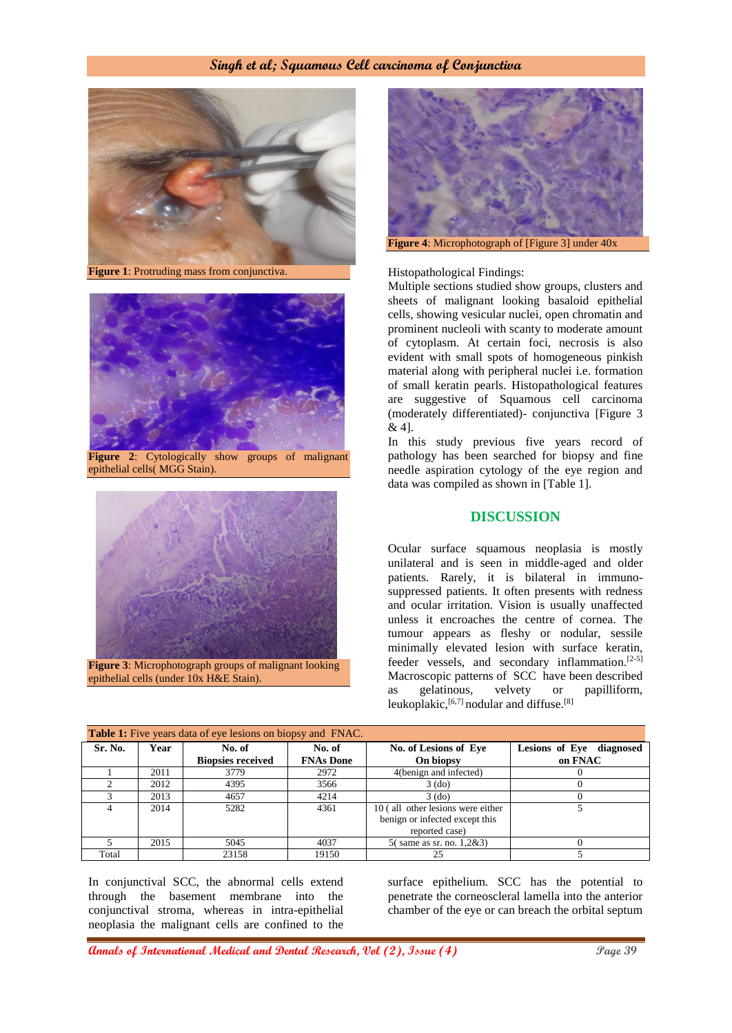Figure 1: Protruding mass from conjunctiva.

Figure 2: Cytologically show groups of malignant epithelial cells( MGG Stain).

Figure 3: Microphotograph groups of malignant looking epithelial cells (under 10x H&E Stain).

Figure 4: Microphotograph of [Figure 3] under 40x

Histopathological Findings:

Multiple sections studied show groups, clusters and sheets of malignant looking basaloid epithelial cells, showing vesicular nuclei, open chromatin and prominent nucleoli with scanty to moderate amount of cytoplasm. At certain foci, necrosis is also evident with small spots of homogeneous pinkish material along with peripheral nuclei i.e. formation of small keratin pearls. Histopathological features are suggestive of Squamous cell carcinoma (moderately differentiated)- conjunctiva [Figure 3 & 4].

In this study previous five years record of pathology has been searched for biopsy and fine needle aspiration cytology of the eye region and data was compiled as shown in [Table 1].

## DISCUSSION

Ocular surface squamous neoplasia is mostly unilateral and is seen in middle-aged and older patients. Rarely, it is bilateral in immuno-suppressed patients. It often presents with redness and ocular irritation. Vision is usually unaffected unless it encroaches the centre of cornea. The tumour appears as fleshy or nodular, sessile minimally elevated lesion with surface keratin, feeder vessels, and secondary inflammation.[2-5] Macroscopic patterns of SCC have been described as gelatinous, velvety or papilliform, leukoplakic,[6,7] nodular and diffuse.[8]

**Table 1:** Five years data of eye lesions on biopsy and FNAC.

| Sr. No. | Year | No. of Biopsies received | No. of FNAs Done | No. of Lesions of Eye On biopsy | Lesions of Eye diagnosed on FNAC |
|---|---|---|---|---|---|
| 1 | 2011 | 3779 | 2972 | 4(benign and infected) | 0 |
| 2 | 2012 | 4395 | 3566 | 3 (do) | 0 |
| 3 | 2013 | 4657 | 4214 | 3 (do) | 0 |
| 4 | 2014 | 5282 | 4361 | 10 ( all other lesions were either benign or infected except this reported case) | 5 |
| 5 | 2015 | 5045 | 4037 | 5( same as sr. no. 1,2&3) | 0 |
| Total | | 23158 | 19150 | 25 | 5 |

In conjunctival SCC, the abnormal cells extend through the basement membrane into the conjunctival stroma, whereas in intra-epithelial neoplasia the malignant cells are confined to the surface epithelium. SCC has the potential to penetrate the corneoscleral lamella into the anterior chamber of the eye or can breach the orbital septum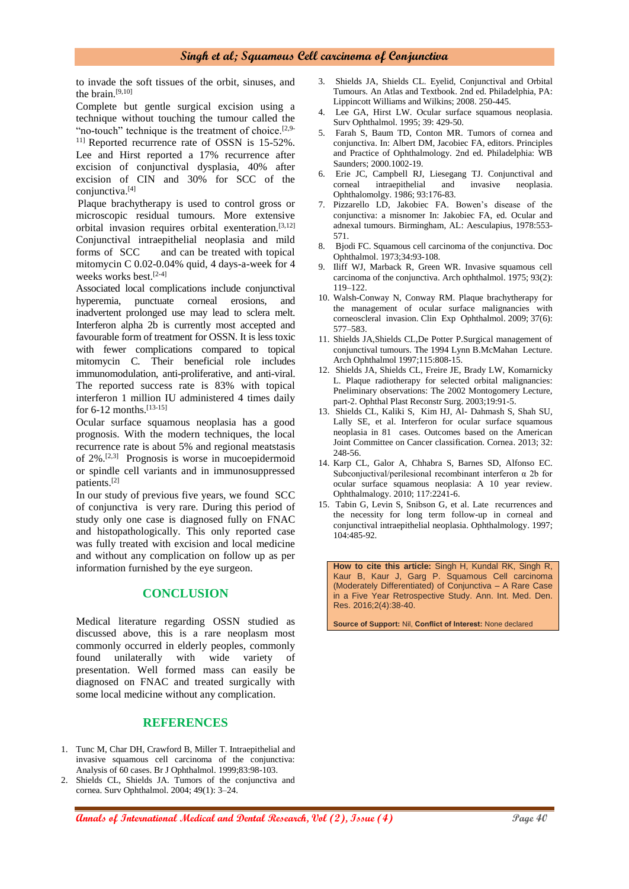to invade the soft tissues of the orbit, sinuses, and the brain.[9,10]

Complete but gentle surgical excision using a technique without touching the tumour called the "no-touch" technique is the treatment of choice.[2,9-11] Reported recurrence rate of OSSN is 15-52%. Lee and Hirst reported a 17% recurrence after excision of conjunctival dysplasia, 40% after excision of CIN and 30% for SCC of the conjunctiva.[4]

Plaque brachytherapy is used to control gross or microscopic residual tumours. More extensive orbital invasion requires orbital exenteration.[3,12] Conjunctival intraepithelial neoplasia and mild forms of SCC and can be treated with topical mitomycin C 0.02-0.04% quid, 4 days-a-week for 4 weeks works best.[2-4]

Associated local complications include conjunctival hyperemia, punctuate corneal erosions, and inadvertent prolonged use may lead to sclera melt. Interferon alpha 2b is currently most accepted and favourable form of treatment for OSSN. It is less toxic with fewer complications compared to topical mitomycin C. Their beneficial role includes immunomodulation, anti-proliferative, and anti-viral. The reported success rate is 83% with topical interferon 1 million IU administered 4 times daily for 6-12 months.[13-15]

Ocular surface squamous neoplasia has a good prognosis. With the modern techniques, the local recurrence rate is about 5% and regional meatstasis of 2%.[2,3] Prognosis is worse in mucoepidermoid or spindle cell variants and in immunosuppressed patients.[2]

In our study of previous five years, we found SCC of conjunctiva is very rare. During this period of study only one case is diagnosed fully on FNAC and histopathologically. This only reported case was fully treated with excision and local medicine and without any complication on follow up as per information furnished by the eye surgeon.

## CONCLUSION

Medical literature regarding OSSN studied as discussed above, this is a rare neoplasm most commonly occurred in elderly peoples, commonly found unilaterally with wide variety of presentation. Well formed mass can easily be diagnosed on FNAC and treated surgically with some local medicine without any complication.

## REFERENCES

1. Tunc M, Char DH, Crawford B, Miller T. Intraepithelial and invasive squamous cell carcinoma of the conjunctiva: Analysis of 60 cases. Br J Ophthalmol. 1999;83:98-103.
2. Shields CL, Shields JA. Tumors of the conjunctiva and cornea. Surv Ophthalmol. 2004; 49(1): 3–24.
3. Shields JA, Shields CL. Eyelid, Conjunctival and Orbital Tumours. An Atlas and Textbook. 2nd ed. Philadelphia, PA: Lippincott Williams and Wilkins; 2008. 250-445.
4. Lee GA, Hirst LW. Ocular surface squamous neoplasia. Surv Ophthalmol. 1995; 39: 429-50.
5. Farah S, Baum TD, Conton MR. Tumors of cornea and conjunctiva. In: Albert DM, Jacobiec FA, editors. Principles and Practice of Ophthalmology. 2nd ed. Philadelphia: WB Saunders; 2000.1002-19.
6. Erie JC, Campbell RJ, Liesegang TJ. Conjunctival and corneal intraepithelial and invasive neoplasia. Ophthalomolgy. 1986; 93:176-83.
7. Pizzarello LD, Jakobiec FA. Bowen's disease of the conjunctiva: a misnomer In: Jakobiec FA, ed. Ocular and adnexal tumours. Birmingham, AL: Aesculapius, 1978:553-571.
8. Bjodi FC. Squamous cell carcinoma of the conjunctiva. Doc Ophthalmol. 1973;34:93-108.
9. Iliff WJ, Marback R, Green WR. Invasive squamous cell carcinoma of the conjunctiva. Arch ophthalmol. 1975; 93(2): 119–122.
10. Walsh-Conway N, Conway RM. Plaque brachytherapy for the management of ocular surface malignancies with corneoscleral invasion. Clin Exp Ophthalmol. 2009; 37(6): 577–583.
11. Shields JA,Shields CL,De Potter P.Surgical management of conjunctival tumours. The 1994 Lynn B.McMahan Lecture. Arch Ophthalmol 1997;115:808-15.
12. Shields JA, Shields CL, Freire JE, Brady LW, Komarnicky L. Plaque radiotherapy for selected orbital malignancies: Pneliminary observations: The 2002 Montogomery Lecture, part-2. Ophthal Plast Reconstr Surg. 2003;19:91-5.
13. Shields CL, Kaliki S, Kim HJ, Al- Dahmash S, Shah SU, Lally SE, et al. Interferon for ocular surface squamous neoplasia in 81 cases. Outcomes based on the American Joint Committee on Cancer classification. Cornea. 2013; 32: 248-56.
14. Karp CL, Galor A, Chhabra S, Barnes SD, Alfonso EC. Subconjuctival/perilesional recombinant interferon α 2b for ocular surface squamous neoplasia: A 10 year review. Ophthalmalogy. 2010; 117:2241-6.
15. Tabin G, Levin S, Snibson G, et al. Late recurrences and the necessity for long term follow-up in corneal and conjunctival intraepithelial neoplasia. Ophthalmology. 1997; 104:485-92.

**How to cite this article:** Singh H, Kundal RK, Singh R, Kaur B, Kaur J, Garg P. Squamous Cell carcinoma (Moderately Differentiated) of Conjunctiva – A Rare Case in a Five Year Retrospective Study. Ann. Int. Med. Den. Res. 2016;2(4):38-40.

**Source of Support:** Nil, **Conflict of Interest:** None declared